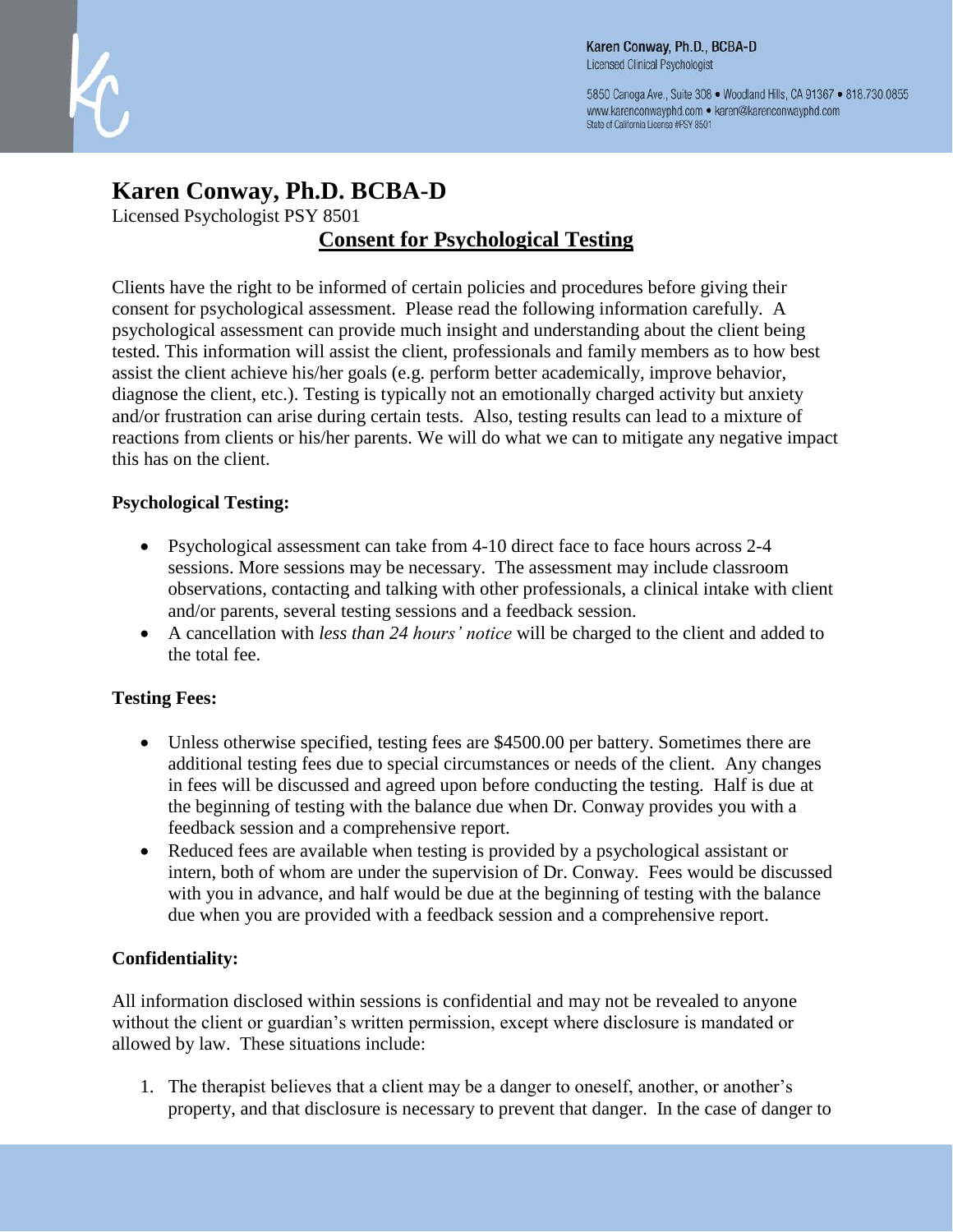Karen Conway, Ph.D., BCBA-D
Licensed Clinical Psychologist

5850 Canoga Ave., Suite 308 • Woodland Hills, CA 91367 • 818.730.0855
www.karenconwayphd.com • karen@karenconwayphd.com
State of California License #PSY 8501

# Karen Conway, Ph.D. BCBA-D

Licensed Psychologist PSY 8501

## Consent for Psychological Testing

Clients have the right to be informed of certain policies and procedures before giving their consent for psychological assessment. Please read the following information carefully. A psychological assessment can provide much insight and understanding about the client being tested. This information will assist the client, professionals and family members as to how best assist the client achieve his/her goals (e.g. perform better academically, improve behavior, diagnose the client, etc.). Testing is typically not an emotionally charged activity but anxiety and/or frustration can arise during certain tests. Also, testing results can lead to a mixture of reactions from clients or his/her parents. We will do what we can to mitigate any negative impact this has on the client.

**Psychological Testing:**

- Psychological assessment can take from 4-10 direct face to face hours across 2-4 sessions. More sessions may be necessary. The assessment may include classroom observations, contacting and talking with other professionals, a clinical intake with client and/or parents, several testing sessions and a feedback session.
- A cancellation with *less than 24 hours' notice* will be charged to the client and added to the total fee.

**Testing Fees:**

- Unless otherwise specified, testing fees are $4500.00 per battery. Sometimes there are additional testing fees due to special circumstances or needs of the client. Any changes in fees will be discussed and agreed upon before conducting the testing. Half is due at the beginning of testing with the balance due when Dr. Conway provides you with a feedback session and a comprehensive report.
- Reduced fees are available when testing is provided by a psychological assistant or intern, both of whom are under the supervision of Dr. Conway. Fees would be discussed with you in advance, and half would be due at the beginning of testing with the balance due when you are provided with a feedback session and a comprehensive report.

**Confidentiality:**

All information disclosed within sessions is confidential and may not be revealed to anyone without the client or guardian's written permission, except where disclosure is mandated or allowed by law. These situations include:

1. The therapist believes that a client may be a danger to oneself, another, or another's property, and that disclosure is necessary to prevent that danger. In the case of danger to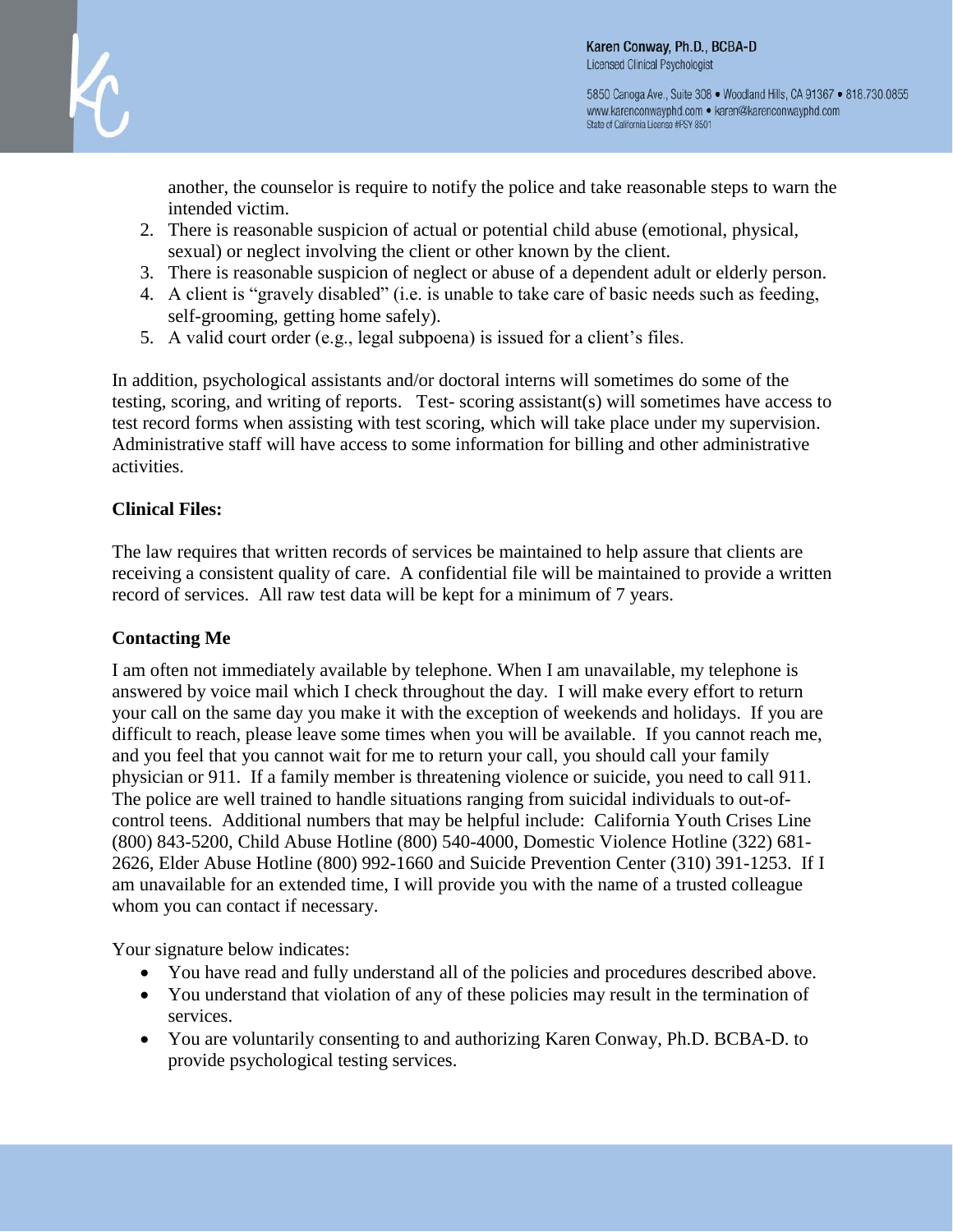another, the counselor is require to notify the police and take reasonable steps to warn the intended victim.

2. There is reasonable suspicion of actual or potential child abuse (emotional, physical, sexual) or neglect involving the client or other known by the client.
3. There is reasonable suspicion of neglect or abuse of a dependent adult or elderly person.
4. A client is "gravely disabled" (i.e. is unable to take care of basic needs such as feeding, self-grooming, getting home safely).
5. A valid court order (e.g., legal subpoena) is issued for a client's files.

In addition, psychological assistants and/or doctoral interns will sometimes do some of the testing, scoring, and writing of reports. Test- scoring assistant(s) will sometimes have access to test record forms when assisting with test scoring, which will take place under my supervision. Administrative staff will have access to some information for billing and other administrative activities.

**Clinical Files:**

The law requires that written records of services be maintained to help assure that clients are receiving a consistent quality of care. A confidential file will be maintained to provide a written record of services. All raw test data will be kept for a minimum of 7 years.

**Contacting Me**

I am often not immediately available by telephone. When I am unavailable, my telephone is answered by voice mail which I check throughout the day. I will make every effort to return your call on the same day you make it with the exception of weekends and holidays. If you are difficult to reach, please leave some times when you will be available. If you cannot reach me, and you feel that you cannot wait for me to return your call, you should call your family physician or 911. If a family member is threatening violence or suicide, you need to call 911. The police are well trained to handle situations ranging from suicidal individuals to out-of-control teens. Additional numbers that may be helpful include: California Youth Crises Line (800) 843-5200, Child Abuse Hotline (800) 540-4000, Domestic Violence Hotline (322) 681-2626, Elder Abuse Hotline (800) 992-1660 and Suicide Prevention Center (310) 391-1253. If I am unavailable for an extended time, I will provide you with the name of a trusted colleague whom you can contact if necessary.

Your signature below indicates:

- You have read and fully understand all of the policies and procedures described above.
- You understand that violation of any of these policies may result in the termination of services.
- You are voluntarily consenting to and authorizing Karen Conway, Ph.D. BCBA-D. to provide psychological testing services.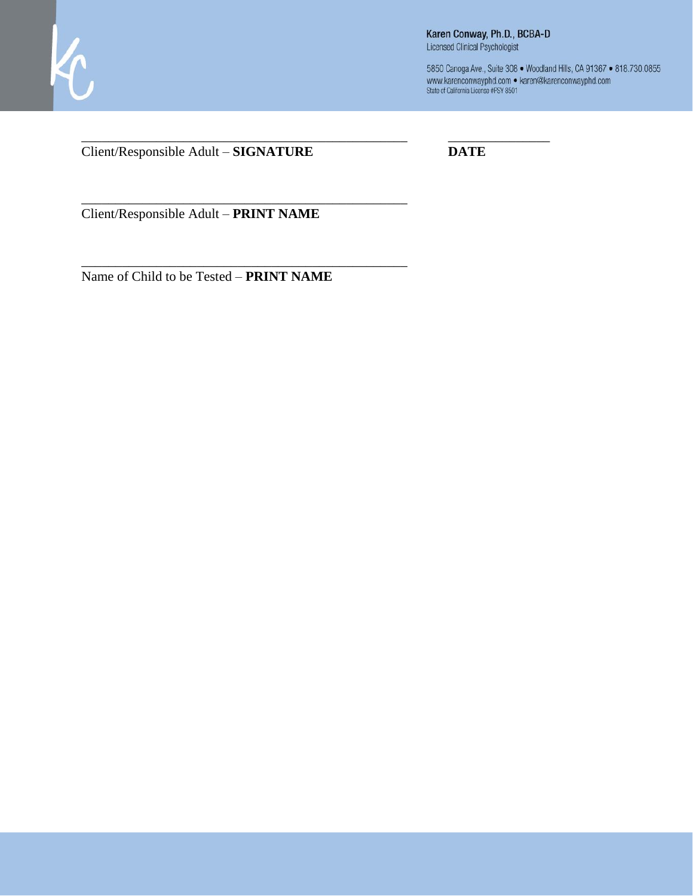Karen Conway, Ph.D., BCBA-D
Licensed Clinical Psychologist

5850 Canoga Ave., Suite 308 • Woodland Hills, CA 91367 • 818.730.0855
www.karenconwayphd.com • karen@karenconwayphd.com
State of California License #PSY 8501

\_\_\_\_\_\_\_\_\_\_\_\_\_\_\_\_\_\_\_\_\_\_\_\_\_\_\_\_\_\_\_\_\_\_\_\_\_\_\_\_\_\_\_\_ \_\_\_\_\_\_\_\_\_\_\_\_\_\_\_
Client/Responsible Adult – **SIGNATURE** **DATE**

\_\_\_\_\_\_\_\_\_\_\_\_\_\_\_\_\_\_\_\_\_\_\_\_\_\_\_\_\_\_\_\_\_\_\_\_\_\_\_\_\_\_\_\_
Client/Responsible Adult – **PRINT NAME**

\_\_\_\_\_\_\_\_\_\_\_\_\_\_\_\_\_\_\_\_\_\_\_\_\_\_\_\_\_\_\_\_\_\_\_\_\_\_\_\_\_\_\_\_
Name of Child to be Tested – **PRINT NAME**